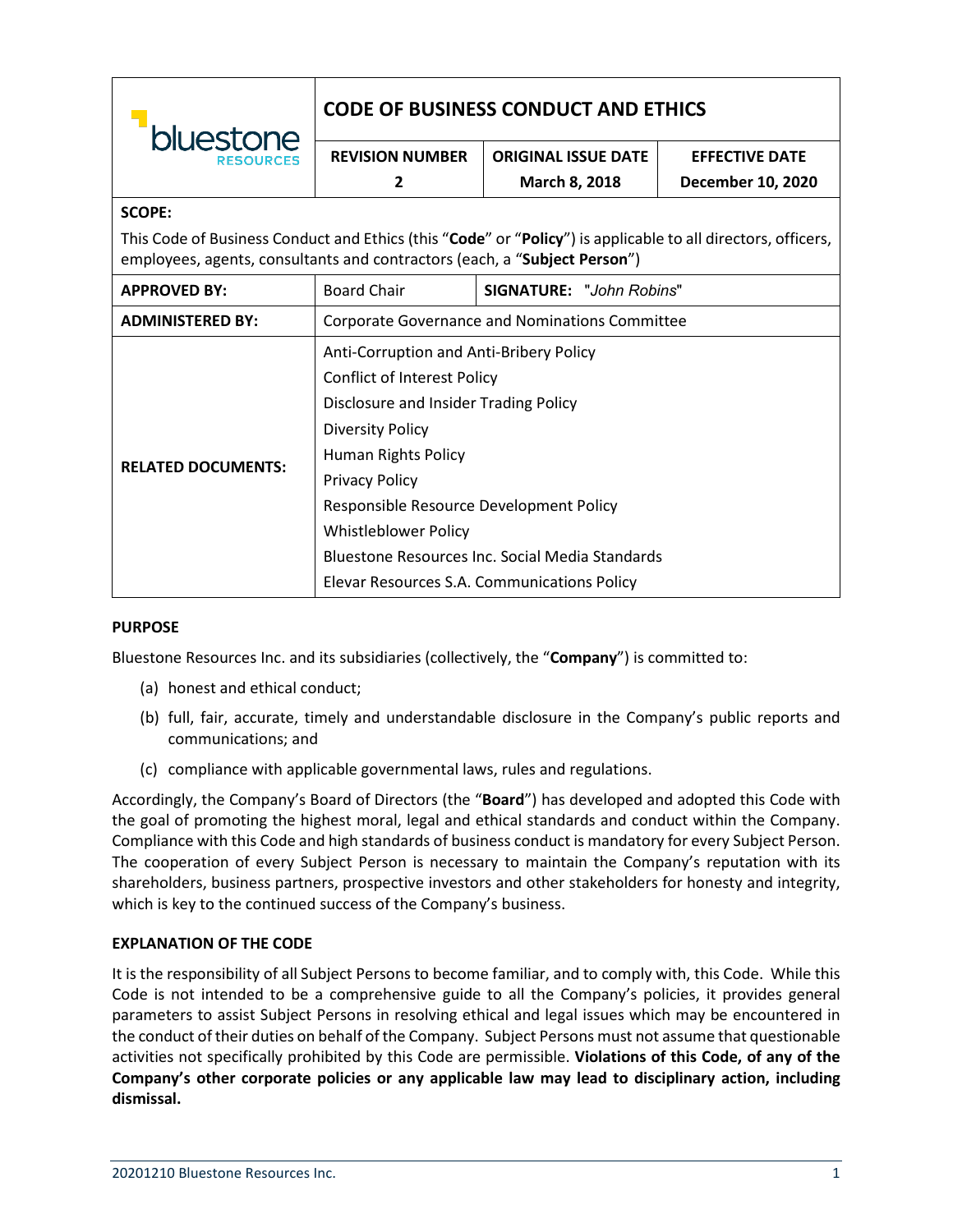| bluestone RESOURCES | CODE OF BUSINESS CONDUCT AND ETHICS | | |
|---|---|---|---|
| | **REVISION NUMBER** 2 | **ORIGINAL ISSUE DATE** March 8, 2018 | **EFFECTIVE DATE** December 10, 2020 |

**SCOPE:**

This Code of Business Conduct and Ethics (this "**Code**" or "**Policy**") is applicable to all directors, officers, employees, agents, consultants and contractors (each, a "**Subject Person**")

| | | |
|---|---|---|
| **APPROVED BY:** | Board Chair | **SIGNATURE:** *"John Robins"* |
| **ADMINISTERED BY:** | Corporate Governance and Nominations Committee | |
| **RELATED DOCUMENTS:** | Anti-Corruption and Anti-Bribery Policy<br>Conflict of Interest Policy<br>Disclosure and Insider Trading Policy<br>Diversity Policy<br>Human Rights Policy<br>Privacy Policy<br>Responsible Resource Development Policy<br>Whistleblower Policy<br>Bluestone Resources Inc. Social Media Standards<br>Elevar Resources S.A. Communications Policy | |

**PURPOSE**

Bluestone Resources Inc. and its subsidiaries (collectively, the "**Company**") is committed to:

(a) honest and ethical conduct;

(b) full, fair, accurate, timely and understandable disclosure in the Company's public reports and communications; and

(c) compliance with applicable governmental laws, rules and regulations.

Accordingly, the Company's Board of Directors (the "**Board**") has developed and adopted this Code with the goal of promoting the highest moral, legal and ethical standards and conduct within the Company. Compliance with this Code and high standards of business conduct is mandatory for every Subject Person. The cooperation of every Subject Person is necessary to maintain the Company's reputation with its shareholders, business partners, prospective investors and other stakeholders for honesty and integrity, which is key to the continued success of the Company's business.

**EXPLANATION OF THE CODE**

It is the responsibility of all Subject Persons to become familiar, and to comply with, this Code. While this Code is not intended to be a comprehensive guide to all the Company's policies, it provides general parameters to assist Subject Persons in resolving ethical and legal issues which may be encountered in the conduct of their duties on behalf of the Company. Subject Persons must not assume that questionable activities not specifically prohibited by this Code are permissible. **Violations of this Code, of any of the Company's other corporate policies or any applicable law may lead to disciplinary action, including dismissal.**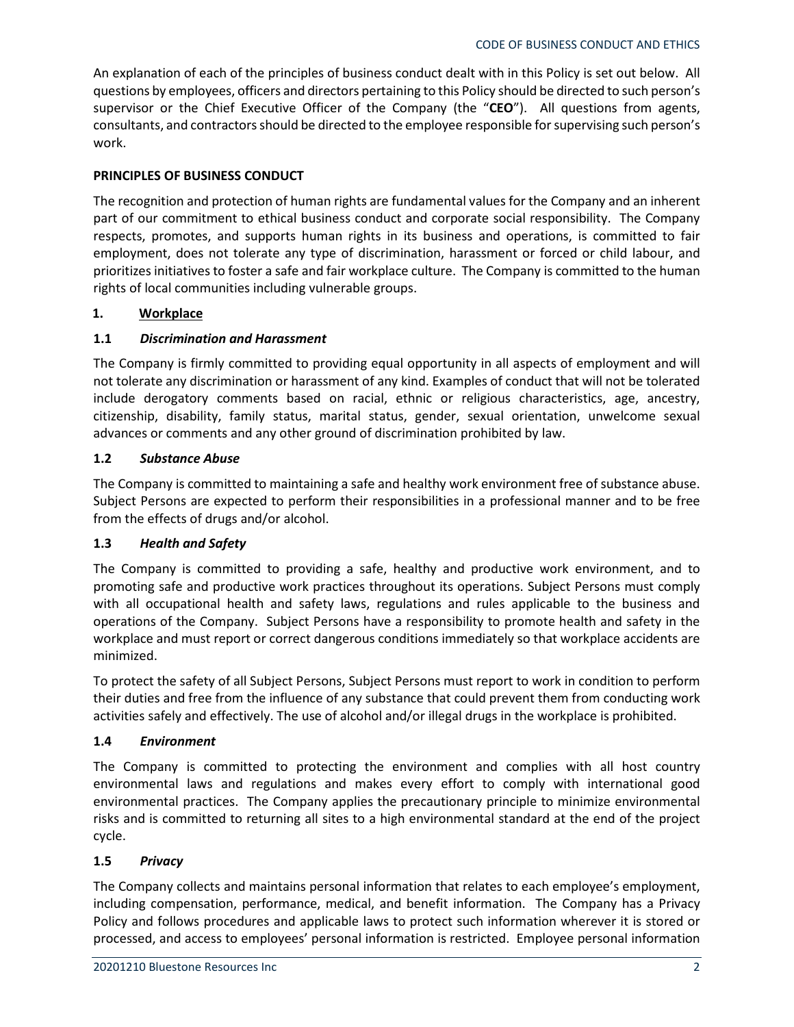An explanation of each of the principles of business conduct dealt with in this Policy is set out below. All questions by employees, officers and directors pertaining to this Policy should be directed to such person's supervisor or the Chief Executive Officer of the Company (the "**CEO**"). All questions from agents, consultants, and contractors should be directed to the employee responsible for supervising such person's work.

## PRINCIPLES OF BUSINESS CONDUCT

The recognition and protection of human rights are fundamental values for the Company and an inherent part of our commitment to ethical business conduct and corporate social responsibility. The Company respects, promotes, and supports human rights in its business and operations, is committed to fair employment, does not tolerate any type of discrimination, harassment or forced or child labour, and prioritizes initiatives to foster a safe and fair workplace culture. The Company is committed to the human rights of local communities including vulnerable groups.

### 1. <u>Workplace</u>

#### 1.1 *Discrimination and Harassment*

The Company is firmly committed to providing equal opportunity in all aspects of employment and will not tolerate any discrimination or harassment of any kind. Examples of conduct that will not be tolerated include derogatory comments based on racial, ethnic or religious characteristics, age, ancestry, citizenship, disability, family status, marital status, gender, sexual orientation, unwelcome sexual advances or comments and any other ground of discrimination prohibited by law.

#### 1.2 *Substance Abuse*

The Company is committed to maintaining a safe and healthy work environment free of substance abuse. Subject Persons are expected to perform their responsibilities in a professional manner and to be free from the effects of drugs and/or alcohol.

#### 1.3 *Health and Safety*

The Company is committed to providing a safe, healthy and productive work environment, and to promoting safe and productive work practices throughout its operations. Subject Persons must comply with all occupational health and safety laws, regulations and rules applicable to the business and operations of the Company. Subject Persons have a responsibility to promote health and safety in the workplace and must report or correct dangerous conditions immediately so that workplace accidents are minimized.

To protect the safety of all Subject Persons, Subject Persons must report to work in condition to perform their duties and free from the influence of any substance that could prevent them from conducting work activities safely and effectively. The use of alcohol and/or illegal drugs in the workplace is prohibited.

#### 1.4 *Environment*

The Company is committed to protecting the environment and complies with all host country environmental laws and regulations and makes every effort to comply with international good environmental practices. The Company applies the precautionary principle to minimize environmental risks and is committed to returning all sites to a high environmental standard at the end of the project cycle.

#### 1.5 *Privacy*

The Company collects and maintains personal information that relates to each employee's employment, including compensation, performance, medical, and benefit information. The Company has a Privacy Policy and follows procedures and applicable laws to protect such information wherever it is stored or processed, and access to employees' personal information is restricted. Employee personal information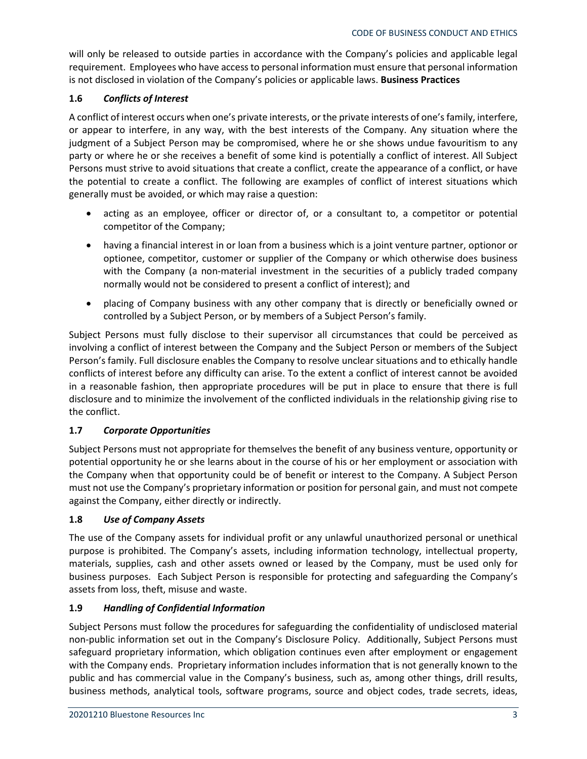will only be released to outside parties in accordance with the Company's policies and applicable legal requirement. Employees who have access to personal information must ensure that personal information is not disclosed in violation of the Company's policies or applicable laws. **Business Practices**

### 1.6 *Conflicts of Interest*

A conflict of interest occurs when one's private interests, or the private interests of one's family, interfere, or appear to interfere, in any way, with the best interests of the Company. Any situation where the judgment of a Subject Person may be compromised, where he or she shows undue favouritism to any party or where he or she receives a benefit of some kind is potentially a conflict of interest. All Subject Persons must strive to avoid situations that create a conflict, create the appearance of a conflict, or have the potential to create a conflict. The following are examples of conflict of interest situations which generally must be avoided, or which may raise a question:

- acting as an employee, officer or director of, or a consultant to, a competitor or potential competitor of the Company;
- having a financial interest in or loan from a business which is a joint venture partner, optionor or optionee, competitor, customer or supplier of the Company or which otherwise does business with the Company (a non-material investment in the securities of a publicly traded company normally would not be considered to present a conflict of interest); and
- placing of Company business with any other company that is directly or beneficially owned or controlled by a Subject Person, or by members of a Subject Person's family.

Subject Persons must fully disclose to their supervisor all circumstances that could be perceived as involving a conflict of interest between the Company and the Subject Person or members of the Subject Person's family. Full disclosure enables the Company to resolve unclear situations and to ethically handle conflicts of interest before any difficulty can arise. To the extent a conflict of interest cannot be avoided in a reasonable fashion, then appropriate procedures will be put in place to ensure that there is full disclosure and to minimize the involvement of the conflicted individuals in the relationship giving rise to the conflict.

### 1.7 *Corporate Opportunities*

Subject Persons must not appropriate for themselves the benefit of any business venture, opportunity or potential opportunity he or she learns about in the course of his or her employment or association with the Company when that opportunity could be of benefit or interest to the Company. A Subject Person must not use the Company's proprietary information or position for personal gain, and must not compete against the Company, either directly or indirectly.

### 1.8 *Use of Company Assets*

The use of the Company assets for individual profit or any unlawful unauthorized personal or unethical purpose is prohibited. The Company's assets, including information technology, intellectual property, materials, supplies, cash and other assets owned or leased by the Company, must be used only for business purposes. Each Subject Person is responsible for protecting and safeguarding the Company's assets from loss, theft, misuse and waste.

### 1.9 *Handling of Confidential Information*

Subject Persons must follow the procedures for safeguarding the confidentiality of undisclosed material non-public information set out in the Company's Disclosure Policy. Additionally, Subject Persons must safeguard proprietary information, which obligation continues even after employment or engagement with the Company ends. Proprietary information includes information that is not generally known to the public and has commercial value in the Company's business, such as, among other things, drill results, business methods, analytical tools, software programs, source and object codes, trade secrets, ideas,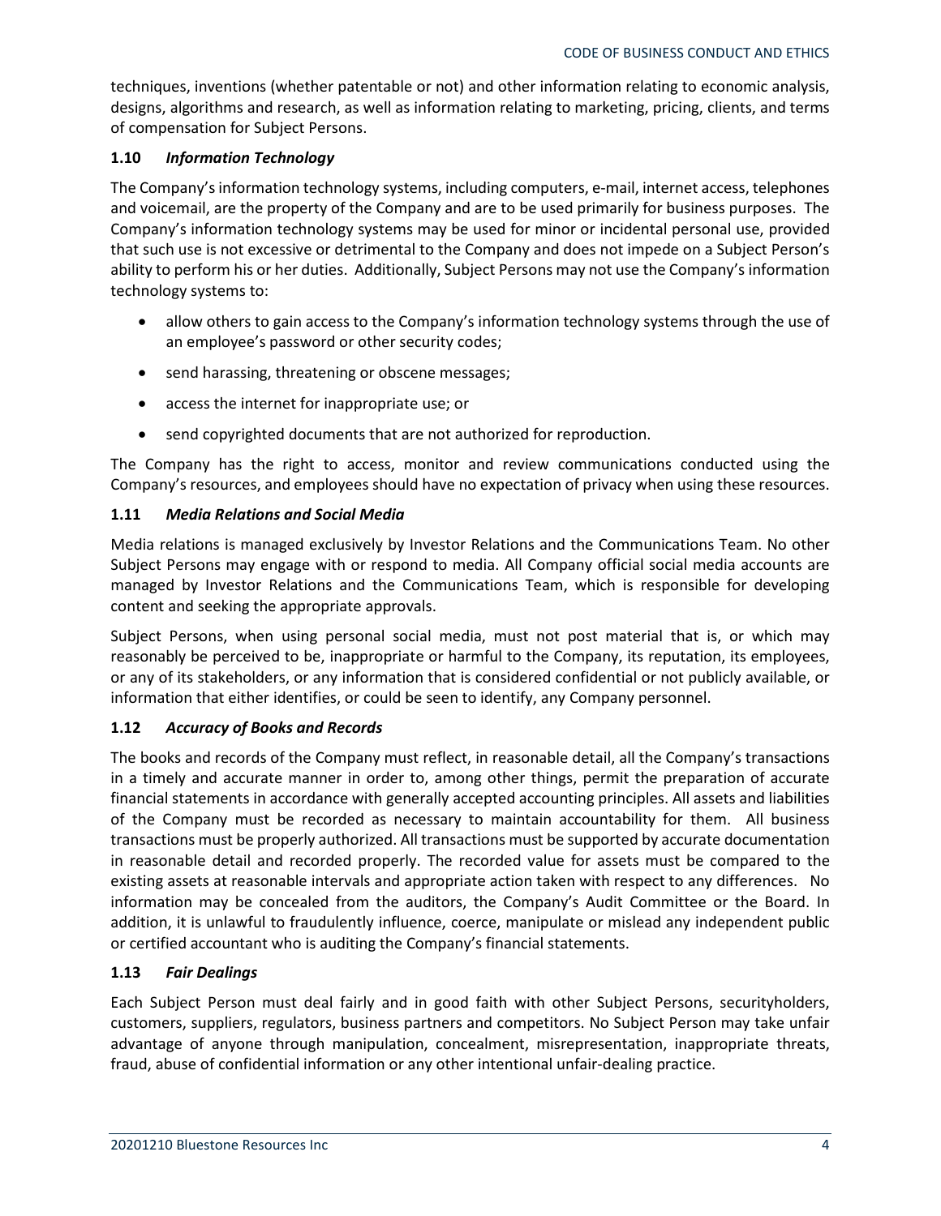techniques, inventions (whether patentable or not) and other information relating to economic analysis, designs, algorithms and research, as well as information relating to marketing, pricing, clients, and terms of compensation for Subject Persons.

### 1.10 *Information Technology*

The Company's information technology systems, including computers, e-mail, internet access, telephones and voicemail, are the property of the Company and are to be used primarily for business purposes. The Company's information technology systems may be used for minor or incidental personal use, provided that such use is not excessive or detrimental to the Company and does not impede on a Subject Person's ability to perform his or her duties. Additionally, Subject Persons may not use the Company's information technology systems to:

- allow others to gain access to the Company's information technology systems through the use of an employee's password or other security codes;
- send harassing, threatening or obscene messages;
- access the internet for inappropriate use; or
- send copyrighted documents that are not authorized for reproduction.

The Company has the right to access, monitor and review communications conducted using the Company's resources, and employees should have no expectation of privacy when using these resources.

### 1.11 *Media Relations and Social Media*

Media relations is managed exclusively by Investor Relations and the Communications Team. No other Subject Persons may engage with or respond to media. All Company official social media accounts are managed by Investor Relations and the Communications Team, which is responsible for developing content and seeking the appropriate approvals.

Subject Persons, when using personal social media, must not post material that is, or which may reasonably be perceived to be, inappropriate or harmful to the Company, its reputation, its employees, or any of its stakeholders, or any information that is considered confidential or not publicly available, or information that either identifies, or could be seen to identify, any Company personnel.

### 1.12 *Accuracy of Books and Records*

The books and records of the Company must reflect, in reasonable detail, all the Company's transactions in a timely and accurate manner in order to, among other things, permit the preparation of accurate financial statements in accordance with generally accepted accounting principles. All assets and liabilities of the Company must be recorded as necessary to maintain accountability for them. All business transactions must be properly authorized. All transactions must be supported by accurate documentation in reasonable detail and recorded properly. The recorded value for assets must be compared to the existing assets at reasonable intervals and appropriate action taken with respect to any differences. No information may be concealed from the auditors, the Company's Audit Committee or the Board. In addition, it is unlawful to fraudulently influence, coerce, manipulate or mislead any independent public or certified accountant who is auditing the Company's financial statements.

### 1.13 *Fair Dealings*

Each Subject Person must deal fairly and in good faith with other Subject Persons, securityholders, customers, suppliers, regulators, business partners and competitors. No Subject Person may take unfair advantage of anyone through manipulation, concealment, misrepresentation, inappropriate threats, fraud, abuse of confidential information or any other intentional unfair-dealing practice.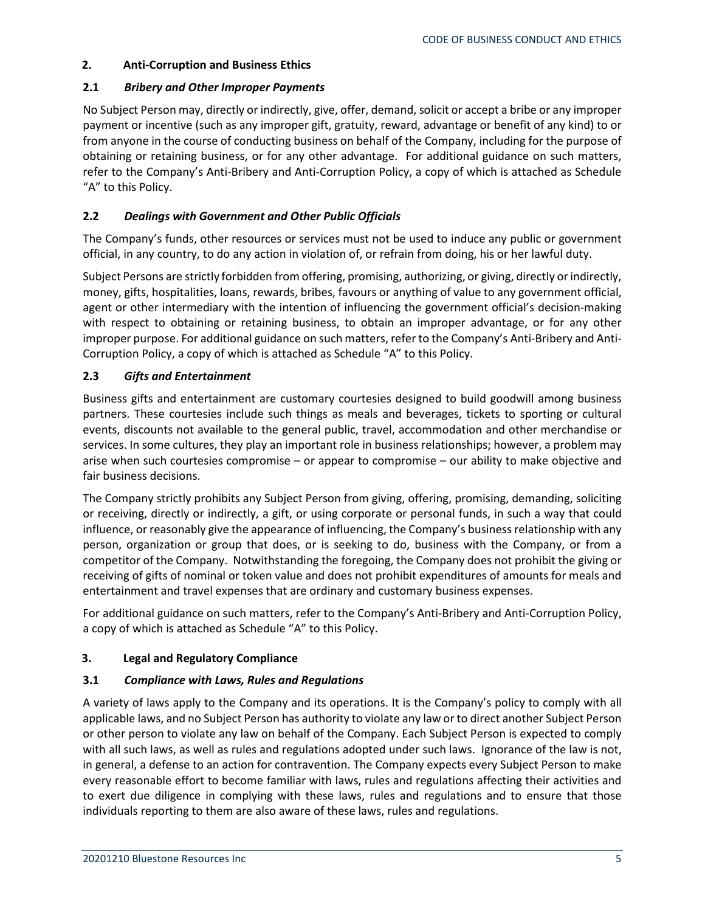## 2. Anti-Corruption and Business Ethics

### 2.1 *Bribery and Other Improper Payments*

No Subject Person may, directly or indirectly, give, offer, demand, solicit or accept a bribe or any improper payment or incentive (such as any improper gift, gratuity, reward, advantage or benefit of any kind) to or from anyone in the course of conducting business on behalf of the Company, including for the purpose of obtaining or retaining business, or for any other advantage. For additional guidance on such matters, refer to the Company's Anti-Bribery and Anti-Corruption Policy, a copy of which is attached as Schedule "A" to this Policy.

### 2.2 *Dealings with Government and Other Public Officials*

The Company's funds, other resources or services must not be used to induce any public or government official, in any country, to do any action in violation of, or refrain from doing, his or her lawful duty.

Subject Persons are strictly forbidden from offering, promising, authorizing, or giving, directly or indirectly, money, gifts, hospitalities, loans, rewards, bribes, favours or anything of value to any government official, agent or other intermediary with the intention of influencing the government official's decision-making with respect to obtaining or retaining business, to obtain an improper advantage, or for any other improper purpose. For additional guidance on such matters, refer to the Company's Anti-Bribery and Anti-Corruption Policy, a copy of which is attached as Schedule "A" to this Policy.

### 2.3 *Gifts and Entertainment*

Business gifts and entertainment are customary courtesies designed to build goodwill among business partners. These courtesies include such things as meals and beverages, tickets to sporting or cultural events, discounts not available to the general public, travel, accommodation and other merchandise or services. In some cultures, they play an important role in business relationships; however, a problem may arise when such courtesies compromise – or appear to compromise – our ability to make objective and fair business decisions.

The Company strictly prohibits any Subject Person from giving, offering, promising, demanding, soliciting or receiving, directly or indirectly, a gift, or using corporate or personal funds, in such a way that could influence, or reasonably give the appearance of influencing, the Company's business relationship with any person, organization or group that does, or is seeking to do, business with the Company, or from a competitor of the Company. Notwithstanding the foregoing, the Company does not prohibit the giving or receiving of gifts of nominal or token value and does not prohibit expenditures of amounts for meals and entertainment and travel expenses that are ordinary and customary business expenses.

For additional guidance on such matters, refer to the Company's Anti-Bribery and Anti-Corruption Policy, a copy of which is attached as Schedule "A" to this Policy.

## 3. Legal and Regulatory Compliance

### 3.1 *Compliance with Laws, Rules and Regulations*

A variety of laws apply to the Company and its operations. It is the Company's policy to comply with all applicable laws, and no Subject Person has authority to violate any law or to direct another Subject Person or other person to violate any law on behalf of the Company. Each Subject Person is expected to comply with all such laws, as well as rules and regulations adopted under such laws. Ignorance of the law is not, in general, a defense to an action for contravention. The Company expects every Subject Person to make every reasonable effort to become familiar with laws, rules and regulations affecting their activities and to exert due diligence in complying with these laws, rules and regulations and to ensure that those individuals reporting to them are also aware of these laws, rules and regulations.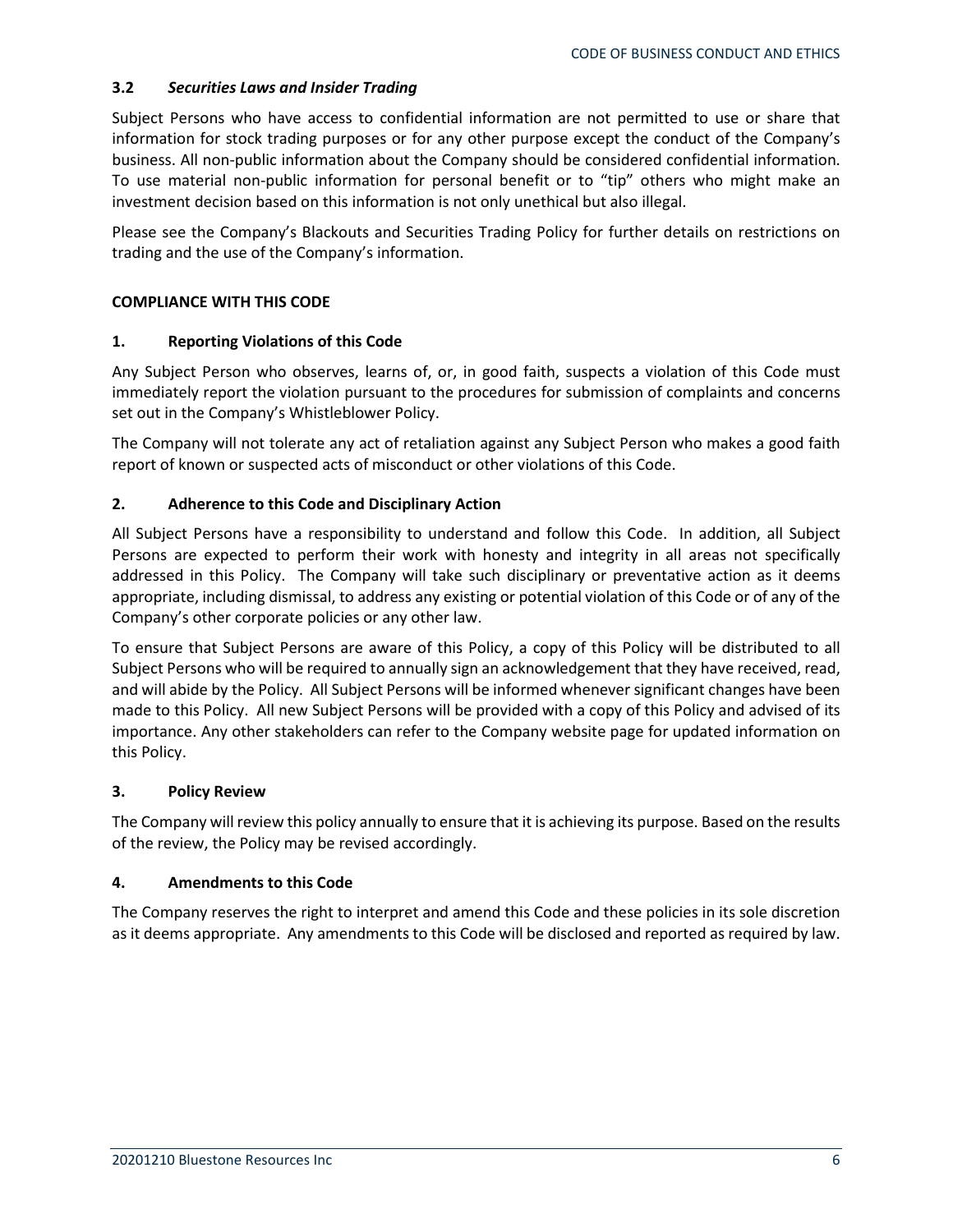### 3.2 *Securities Laws and Insider Trading*

Subject Persons who have access to confidential information are not permitted to use or share that information for stock trading purposes or for any other purpose except the conduct of the Company's business. All non-public information about the Company should be considered confidential information. To use material non-public information for personal benefit or to "tip" others who might make an investment decision based on this information is not only unethical but also illegal.

Please see the Company's Blackouts and Securities Trading Policy for further details on restrictions on trading and the use of the Company's information.

## COMPLIANCE WITH THIS CODE

### 1. Reporting Violations of this Code

Any Subject Person who observes, learns of, or, in good faith, suspects a violation of this Code must immediately report the violation pursuant to the procedures for submission of complaints and concerns set out in the Company's Whistleblower Policy.

The Company will not tolerate any act of retaliation against any Subject Person who makes a good faith report of known or suspected acts of misconduct or other violations of this Code.

### 2. Adherence to this Code and Disciplinary Action

All Subject Persons have a responsibility to understand and follow this Code. In addition, all Subject Persons are expected to perform their work with honesty and integrity in all areas not specifically addressed in this Policy. The Company will take such disciplinary or preventative action as it deems appropriate, including dismissal, to address any existing or potential violation of this Code or of any of the Company's other corporate policies or any other law.

To ensure that Subject Persons are aware of this Policy, a copy of this Policy will be distributed to all Subject Persons who will be required to annually sign an acknowledgement that they have received, read, and will abide by the Policy. All Subject Persons will be informed whenever significant changes have been made to this Policy. All new Subject Persons will be provided with a copy of this Policy and advised of its importance. Any other stakeholders can refer to the Company website page for updated information on this Policy.

### 3. Policy Review

The Company will review this policy annually to ensure that it is achieving its purpose. Based on the results of the review, the Policy may be revised accordingly.

### 4. Amendments to this Code

The Company reserves the right to interpret and amend this Code and these policies in its sole discretion as it deems appropriate. Any amendments to this Code will be disclosed and reported as required by law.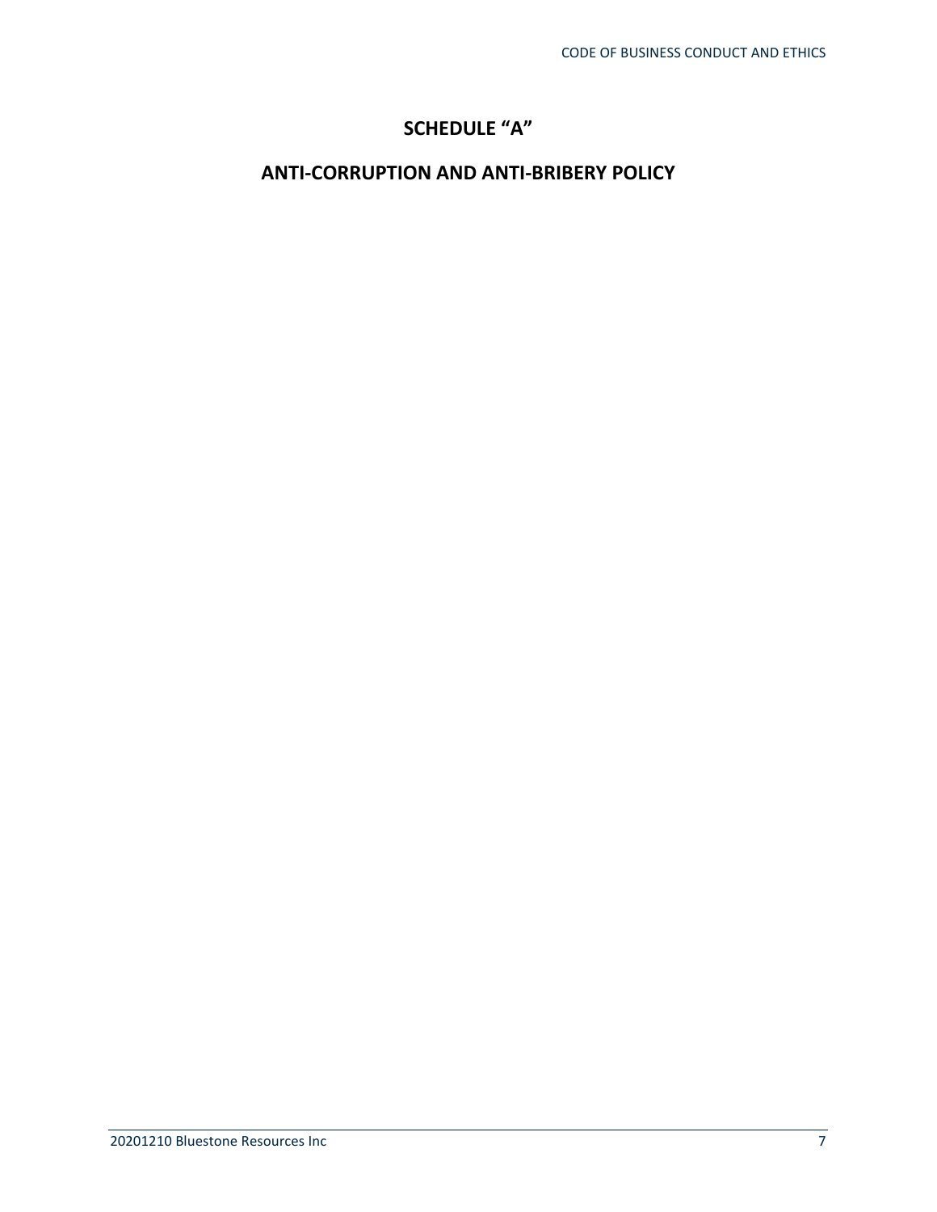# SCHEDULE "A"

## ANTI-CORRUPTION AND ANTI-BRIBERY POLICY